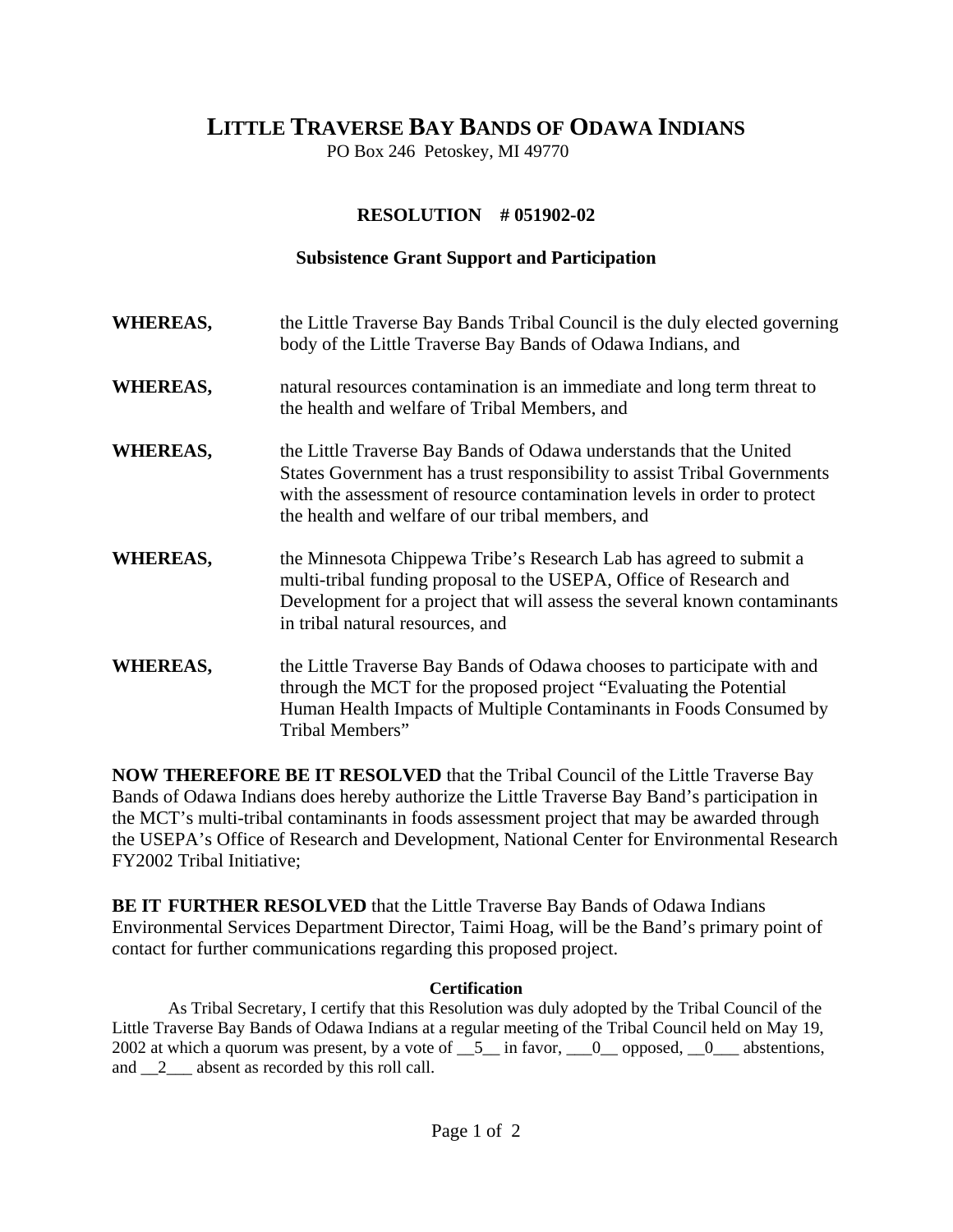# LITTLE TRAVERSE BAY BANDS OF ODAWA INDIANS

PO Box 246 Petoskey, MI 49770

## RESOLUTION # 051902-02

### Subsistence Grant Support and Participation

**WHEREAS,** the Little Traverse Bay Bands Tribal Council is the duly elected governing body of the Little Traverse Bay Bands of Odawa Indians, and

**WHEREAS,** natural resources contamination is an immediate and long term threat to the health and welfare of Tribal Members, and

**WHEREAS,** the Little Traverse Bay Bands of Odawa understands that the United States Government has a trust responsibility to assist Tribal Governments with the assessment of resource contamination levels in order to protect the health and welfare of our tribal members, and

**WHEREAS,** the Minnesota Chippewa Tribe's Research Lab has agreed to submit a multi-tribal funding proposal to the USEPA, Office of Research and Development for a project that will assess the several known contaminants in tribal natural resources, and

**WHEREAS,** the Little Traverse Bay Bands of Odawa chooses to participate with and through the MCT for the proposed project "Evaluating the Potential Human Health Impacts of Multiple Contaminants in Foods Consumed by Tribal Members"

**NOW THEREFORE BE IT RESOLVED** that the Tribal Council of the Little Traverse Bay Bands of Odawa Indians does hereby authorize the Little Traverse Bay Band's participation in the MCT's multi-tribal contaminants in foods assessment project that may be awarded through the USEPA's Office of Research and Development, National Center for Environmental Research FY2002 Tribal Initiative;

**BE IT FURTHER RESOLVED** that the Little Traverse Bay Bands of Odawa Indians Environmental Services Department Director, Taimi Hoag, will be the Band's primary point of contact for further communications regarding this proposed project.

**Certification**

As Tribal Secretary, I certify that this Resolution was duly adopted by the Tribal Council of the Little Traverse Bay Bands of Odawa Indians at a regular meeting of the Tribal Council held on May 19, 2002 at which a quorum was present, by a vote of __5__ in favor, ___0__ opposed, __0___ abstentions, and __2___ absent as recorded by this roll call.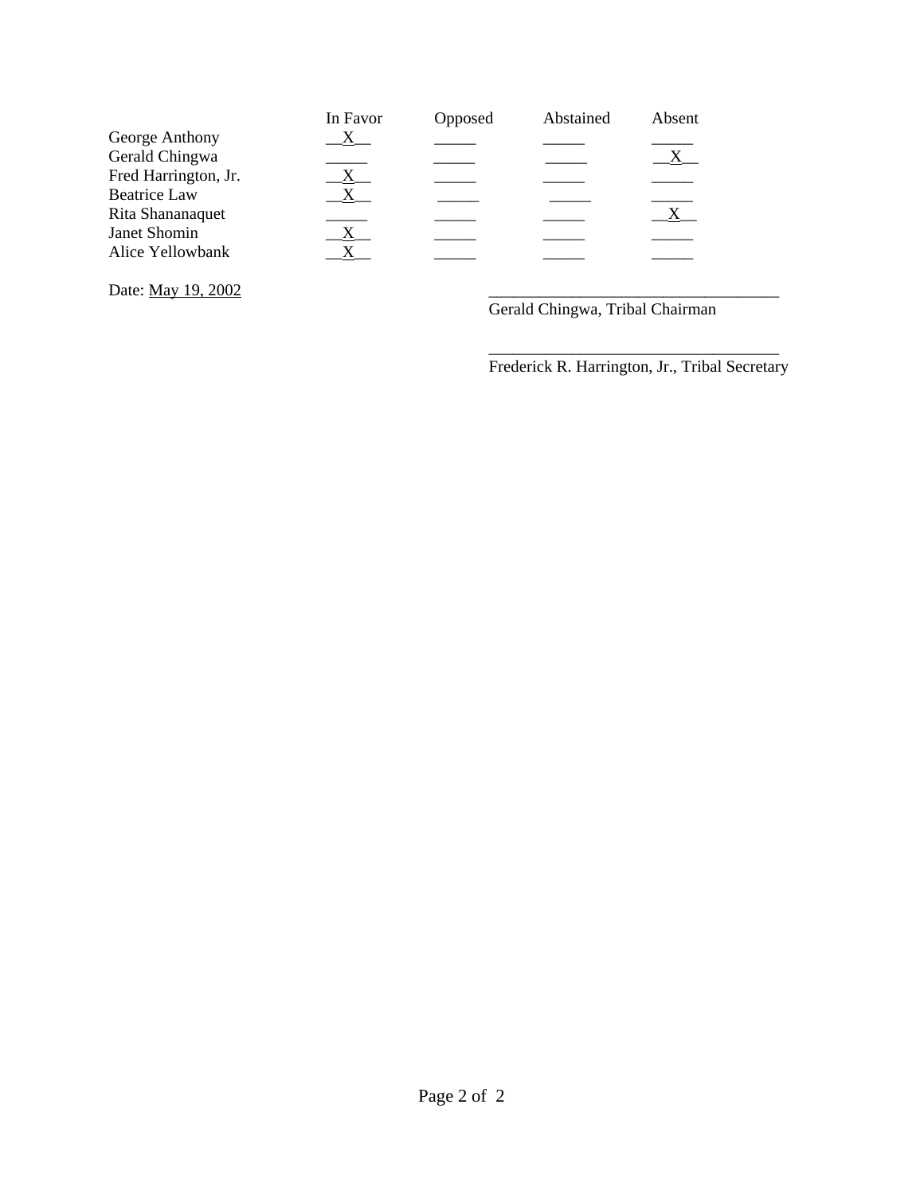| | In Favor | Opposed | Abstained | Absent |
|---|---|---|---|---|
| George Anthony | X | | | |
| Gerald Chingwa | | | | X |
| Fred Harrington, Jr. | X | | | |
| Beatrice Law | X | | | |
| Rita Shananaquet | | | | X |
| Janet Shomin | X | | | |
| Alice Yellowbank | X | | | |

Date: May 19, 2002

___________________________________
Gerald Chingwa, Tribal Chairman

___________________________________
Frederick R. Harrington, Jr., Tribal Secretary